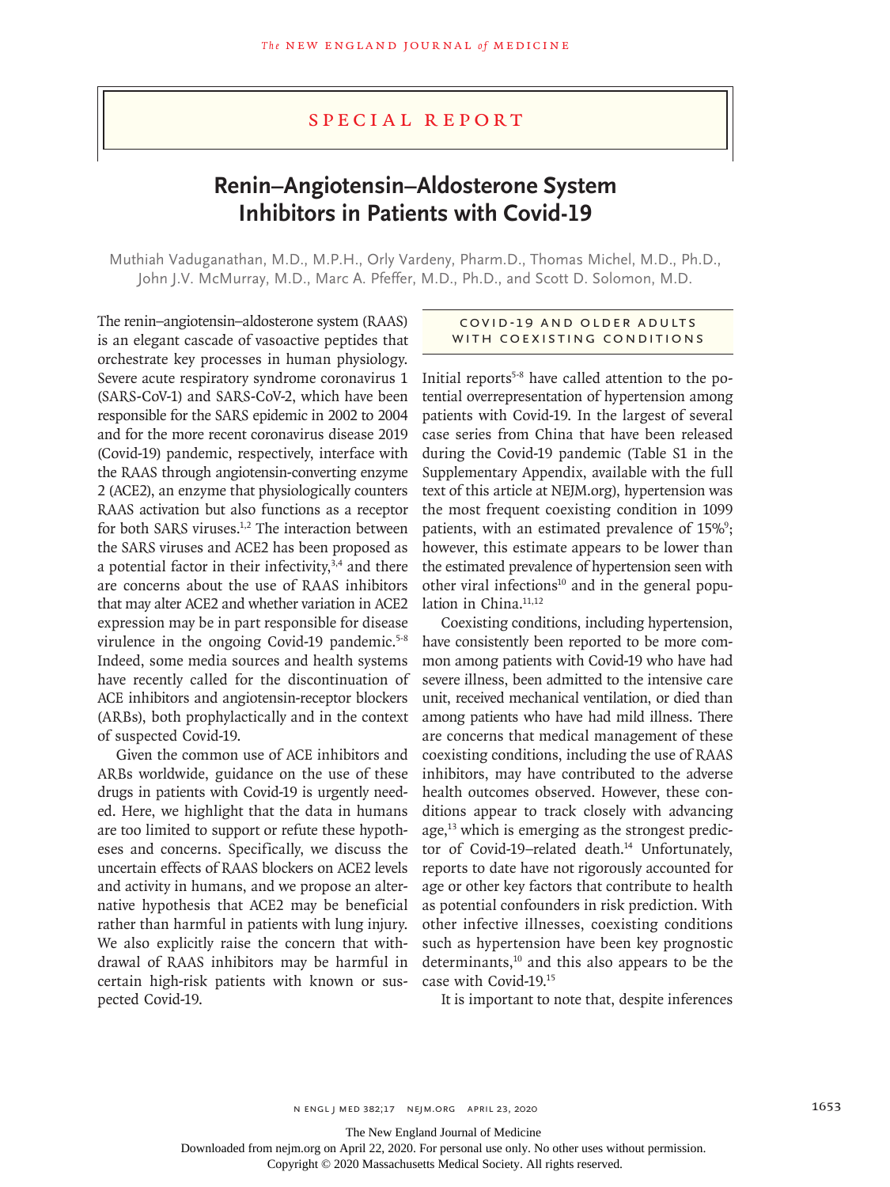## Special Report

# Renin–Angiotensin–Aldosterone System Inhibitors in Patients with Covid-19

Muthiah Vaduganathan, M.D., M.P.H., Orly Vardeny, Pharm.D., Thomas Michel, M.D., Ph.D., John J.V. McMurray, M.D., Marc A. Pfeffer, M.D., Ph.D., and Scott D. Solomon, M.D.

The renin–angiotensin–aldosterone system (RAAS) is an elegant cascade of vasoactive peptides that orchestrate key processes in human physiology. Severe acute respiratory syndrome coronavirus 1 (SARS-CoV-1) and SARS-CoV-2, which have been responsible for the SARS epidemic in 2002 to 2004 and for the more recent coronavirus disease 2019 (Covid-19) pandemic, respectively, interface with the RAAS through angiotensin-converting enzyme 2 (ACE2), an enzyme that physiologically counters RAAS activation but also functions as a receptor for both SARS viruses.[1,2] The interaction between the SARS viruses and ACE2 has been proposed as a potential factor in their infectivity,[3,4] and there are concerns about the use of RAAS inhibitors that may alter ACE2 and whether variation in ACE2 expression may be in part responsible for disease virulence in the ongoing Covid-19 pandemic.[5-8] Indeed, some media sources and health systems have recently called for the discontinuation of ACE inhibitors and angiotensin-receptor blockers (ARBs), both prophylactically and in the context of suspected Covid-19.

Given the common use of ACE inhibitors and ARBs worldwide, guidance on the use of these drugs in patients with Covid-19 is urgently needed. Here, we highlight that the data in humans are too limited to support or refute these hypotheses and concerns. Specifically, we discuss the uncertain effects of RAAS blockers on ACE2 levels and activity in humans, and we propose an alternative hypothesis that ACE2 may be beneficial rather than harmful in patients with lung injury. We also explicitly raise the concern that withdrawal of RAAS inhibitors may be harmful in certain high-risk patients with known or suspected Covid-19.

### Covid-19 and Older Adults with Coexisting Conditions

Initial reports[5-8] have called attention to the potential overrepresentation of hypertension among patients with Covid-19. In the largest of several case series from China that have been released during the Covid-19 pandemic (Table S1 in the Supplementary Appendix, available with the full text of this article at NEJM.org), hypertension was the most frequent coexisting condition in 1099 patients, with an estimated prevalence of 15%[9]; however, this estimate appears to be lower than the estimated prevalence of hypertension seen with other viral infections[10] and in the general population in China.[11,12]

Coexisting conditions, including hypertension, have consistently been reported to be more common among patients with Covid-19 who have had severe illness, been admitted to the intensive care unit, received mechanical ventilation, or died than among patients who have had mild illness. There are concerns that medical management of these coexisting conditions, including the use of RAAS inhibitors, may have contributed to the adverse health outcomes observed. However, these conditions appear to track closely with advancing age,[13] which is emerging as the strongest predictor of Covid-19–related death.[14] Unfortunately, reports to date have not rigorously accounted for age or other key factors that contribute to health as potential confounders in risk prediction. With other infective illnesses, coexisting conditions such as hypertension have been key prognostic determinants,[10] and this also appears to be the case with Covid-19.[15]

It is important to note that, despite inferences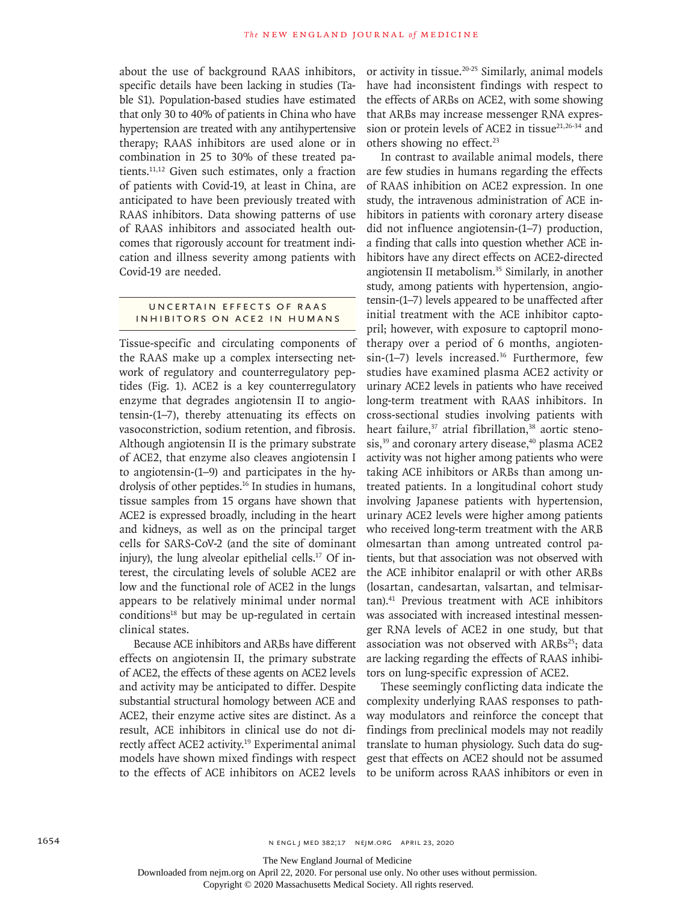about the use of background RAAS inhibitors, specific details have been lacking in studies (Table S1). Population-based studies have estimated that only 30 to 40% of patients in China who have hypertension are treated with any antihypertensive therapy; RAAS inhibitors are used alone or in combination in 25 to 30% of these treated patients.[11,12] Given such estimates, only a fraction of patients with Covid-19, at least in China, are anticipated to have been previously treated with RAAS inhibitors. Data showing patterns of use of RAAS inhibitors and associated health outcomes that rigorously account for treatment indication and illness severity among patients with Covid-19 are needed.

## Uncertain Effects of RAAS Inhibitors on ACE2 in Humans

Tissue-specific and circulating components of the RAAS make up a complex intersecting network of regulatory and counterregulatory peptides (Fig. 1). ACE2 is a key counterregulatory enzyme that degrades angiotensin II to angiotensin-(1–7), thereby attenuating its effects on vasoconstriction, sodium retention, and fibrosis. Although angiotensin II is the primary substrate of ACE2, that enzyme also cleaves angiotensin I to angiotensin-(1–9) and participates in the hydrolysis of other peptides.[16] In studies in humans, tissue samples from 15 organs have shown that ACE2 is expressed broadly, including in the heart and kidneys, as well as on the principal target cells for SARS-CoV-2 (and the site of dominant injury), the lung alveolar epithelial cells.[17] Of interest, the circulating levels of soluble ACE2 are low and the functional role of ACE2 in the lungs appears to be relatively minimal under normal conditions[18] but may be up-regulated in certain clinical states.

Because ACE inhibitors and ARBs have different effects on angiotensin II, the primary substrate of ACE2, the effects of these agents on ACE2 levels and activity may be anticipated to differ. Despite substantial structural homology between ACE and ACE2, their enzyme active sites are distinct. As a result, ACE inhibitors in clinical use do not directly affect ACE2 activity.[19] Experimental animal models have shown mixed findings with respect to the effects of ACE inhibitors on ACE2 levels or activity in tissue.[20-25] Similarly, animal models have had inconsistent findings with respect to the effects of ARBs on ACE2, with some showing that ARBs may increase messenger RNA expression or protein levels of ACE2 in tissue[21,26-34] and others showing no effect.[23]

In contrast to available animal models, there are few studies in humans regarding the effects of RAAS inhibition on ACE2 expression. In one study, the intravenous administration of ACE inhibitors in patients with coronary artery disease did not influence angiotensin-(1–7) production, a finding that calls into question whether ACE inhibitors have any direct effects on ACE2-directed angiotensin II metabolism.[35] Similarly, in another study, among patients with hypertension, angiotensin-(1–7) levels appeared to be unaffected after initial treatment with the ACE inhibitor captopril; however, with exposure to captopril monotherapy over a period of 6 months, angiotensin-(1–7) levels increased.[36] Furthermore, few studies have examined plasma ACE2 activity or urinary ACE2 levels in patients who have received long-term treatment with RAAS inhibitors. In cross-sectional studies involving patients with heart failure,[37] atrial fibrillation,[38] aortic stenosis,[39] and coronary artery disease,[40] plasma ACE2 activity was not higher among patients who were taking ACE inhibitors or ARBs than among untreated patients. In a longitudinal cohort study involving Japanese patients with hypertension, urinary ACE2 levels were higher among patients who received long-term treatment with the ARB olmesartan than among untreated control patients, but that association was not observed with the ACE inhibitor enalapril or with other ARBs (losartan, candesartan, valsartan, and telmisartan).[41] Previous treatment with ACE inhibitors was associated with increased intestinal messenger RNA levels of ACE2 in one study, but that association was not observed with ARBs[25]; data are lacking regarding the effects of RAAS inhibitors on lung-specific expression of ACE2.

These seemingly conflicting data indicate the complexity underlying RAAS responses to pathway modulators and reinforce the concept that findings from preclinical models may not readily translate to human physiology. Such data do suggest that effects on ACE2 should not be assumed to be uniform across RAAS inhibitors or even in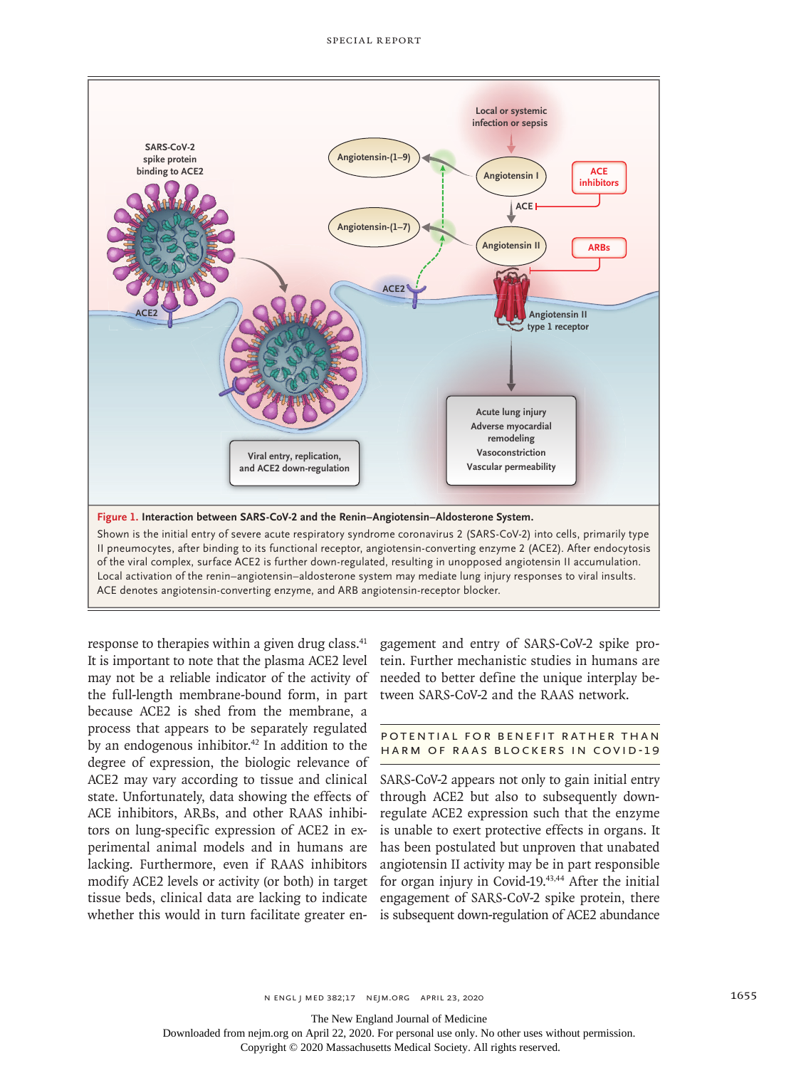**Figure 1. Interaction between SARS-CoV-2 and the Renin–Angiotensin–Aldosterone System.**

Shown is the initial entry of severe acute respiratory syndrome coronavirus 2 (SARS-CoV-2) into cells, primarily type II pneumocytes, after binding to its functional receptor, angiotensin-converting enzyme 2 (ACE2). After endocytosis of the viral complex, surface ACE2 is further down-regulated, resulting in unopposed angiotensin II accumulation. Local activation of the renin–angiotensin–aldosterone system may mediate lung injury responses to viral insults. ACE denotes angiotensin-converting enzyme, and ARB angiotensin-receptor blocker.

response to therapies within a given drug class.[41] It is important to note that the plasma ACE2 level may not be a reliable indicator of the activity of the full-length membrane-bound form, in part because ACE2 is shed from the membrane, a process that appears to be separately regulated by an endogenous inhibitor.[42] In addition to the degree of expression, the biologic relevance of ACE2 may vary according to tissue and clinical state. Unfortunately, data showing the effects of ACE inhibitors, ARBs, and other RAAS inhibitors on lung-specific expression of ACE2 in experimental animal models and in humans are lacking. Furthermore, even if RAAS inhibitors modify ACE2 levels or activity (or both) in target tissue beds, clinical data are lacking to indicate whether this would in turn facilitate greater engagement and entry of SARS-CoV-2 spike protein. Further mechanistic studies in humans are needed to better define the unique interplay between SARS-CoV-2 and the RAAS network.

## Potential for Benefit Rather than Harm of RAAS Blockers in Covid-19

SARS-CoV-2 appears not only to gain initial entry through ACE2 but also to subsequently down-regulate ACE2 expression such that the enzyme is unable to exert protective effects in organs. It has been postulated but unproven that unabated angiotensin II activity may be in part responsible for organ injury in Covid-19.[43,44] After the initial engagement of SARS-CoV-2 spike protein, there is subsequent down-regulation of ACE2 abundance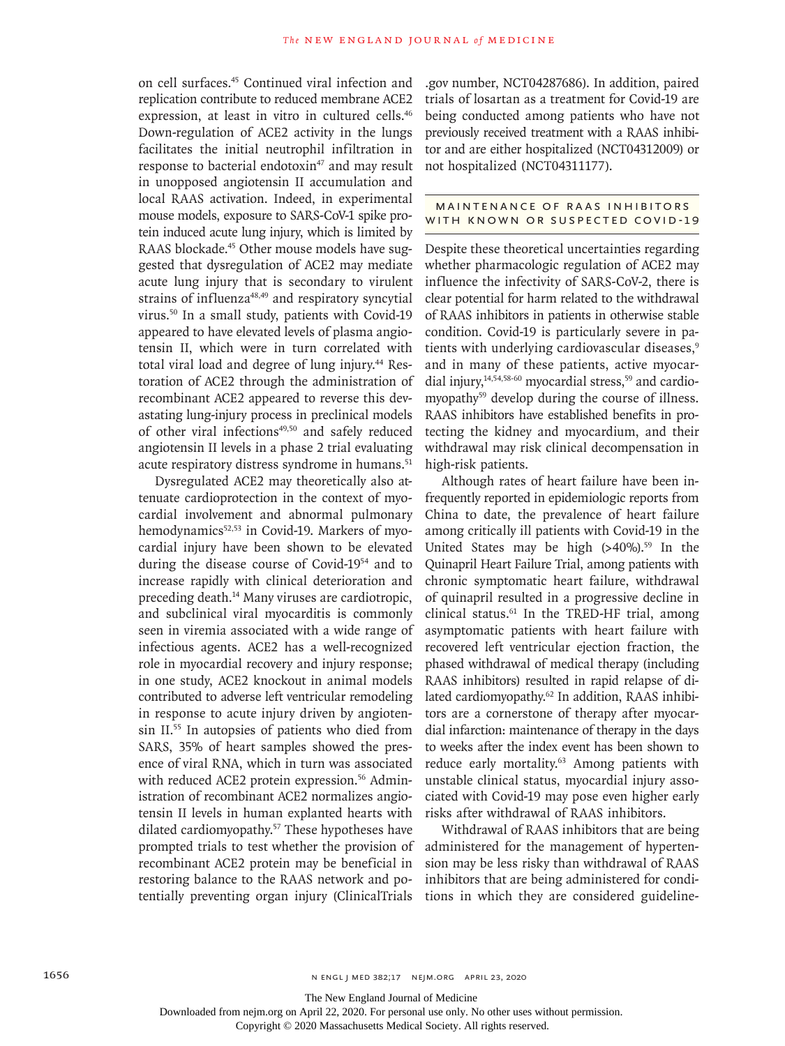on cell surfaces.[45] Continued viral infection and replication contribute to reduced membrane ACE2 expression, at least in vitro in cultured cells.[46] Down-regulation of ACE2 activity in the lungs facilitates the initial neutrophil infiltration in response to bacterial endotoxin[47] and may result in unopposed angiotensin II accumulation and local RAAS activation. Indeed, in experimental mouse models, exposure to SARS-CoV-1 spike protein induced acute lung injury, which is limited by RAAS blockade.[45] Other mouse models have suggested that dysregulation of ACE2 may mediate acute lung injury that is secondary to virulent strains of influenza[48,49] and respiratory syncytial virus.[50] In a small study, patients with Covid-19 appeared to have elevated levels of plasma angiotensin II, which were in turn correlated with total viral load and degree of lung injury.[44] Restoration of ACE2 through the administration of recombinant ACE2 appeared to reverse this devastating lung-injury process in preclinical models of other viral infections[49,50] and safely reduced angiotensin II levels in a phase 2 trial evaluating acute respiratory distress syndrome in humans.[51]

Dysregulated ACE2 may theoretically also attenuate cardioprotection in the context of myocardial involvement and abnormal pulmonary hemodynamics[52,53] in Covid-19. Markers of myocardial injury have been shown to be elevated during the disease course of Covid-19[54] and to increase rapidly with clinical deterioration and preceding death.[14] Many viruses are cardiotropic, and subclinical viral myocarditis is commonly seen in viremia associated with a wide range of infectious agents. ACE2 has a well-recognized role in myocardial recovery and injury response; in one study, ACE2 knockout in animal models contributed to adverse left ventricular remodeling in response to acute injury driven by angiotensin II.[55] In autopsies of patients who died from SARS, 35% of heart samples showed the presence of viral RNA, which in turn was associated with reduced ACE2 protein expression.[56] Administration of recombinant ACE2 normalizes angiotensin II levels in human explanted hearts with dilated cardiomyopathy.[57] These hypotheses have prompted trials to test whether the provision of recombinant ACE2 protein may be beneficial in restoring balance to the RAAS network and potentially preventing organ injury (ClinicalTrials.gov number, NCT04287686). In addition, paired trials of losartan as a treatment for Covid-19 are being conducted among patients who have not previously received treatment with a RAAS inhibitor and are either hospitalized (NCT04312009) or not hospitalized (NCT04311177).

## Maintenance of RAAS Inhibitors with Known or Suspected Covid-19

Despite these theoretical uncertainties regarding whether pharmacologic regulation of ACE2 may influence the infectivity of SARS-CoV-2, there is clear potential for harm related to the withdrawal of RAAS inhibitors in patients in otherwise stable condition. Covid-19 is particularly severe in patients with underlying cardiovascular diseases,[9] and in many of these patients, active myocardial injury,[14,54,58-60] myocardial stress,[59] and cardiomyopathy[59] develop during the course of illness. RAAS inhibitors have established benefits in protecting the kidney and myocardium, and their withdrawal may risk clinical decompensation in high-risk patients.

Although rates of heart failure have been infrequently reported in epidemiologic reports from China to date, the prevalence of heart failure among critically ill patients with Covid-19 in the United States may be high (>40%).[59] In the Quinapril Heart Failure Trial, among patients with chronic symptomatic heart failure, withdrawal of quinapril resulted in a progressive decline in clinical status.[61] In the TRED-HF trial, among asymptomatic patients with heart failure with recovered left ventricular ejection fraction, the phased withdrawal of medical therapy (including RAAS inhibitors) resulted in rapid relapse of dilated cardiomyopathy.[62] In addition, RAAS inhibitors are a cornerstone of therapy after myocardial infarction: maintenance of therapy in the days to weeks after the index event has been shown to reduce early mortality.[63] Among patients with unstable clinical status, myocardial injury associated with Covid-19 may pose even higher early risks after withdrawal of RAAS inhibitors.

Withdrawal of RAAS inhibitors that are being administered for the management of hypertension may be less risky than withdrawal of RAAS inhibitors that are being administered for conditions in which they are considered guideline-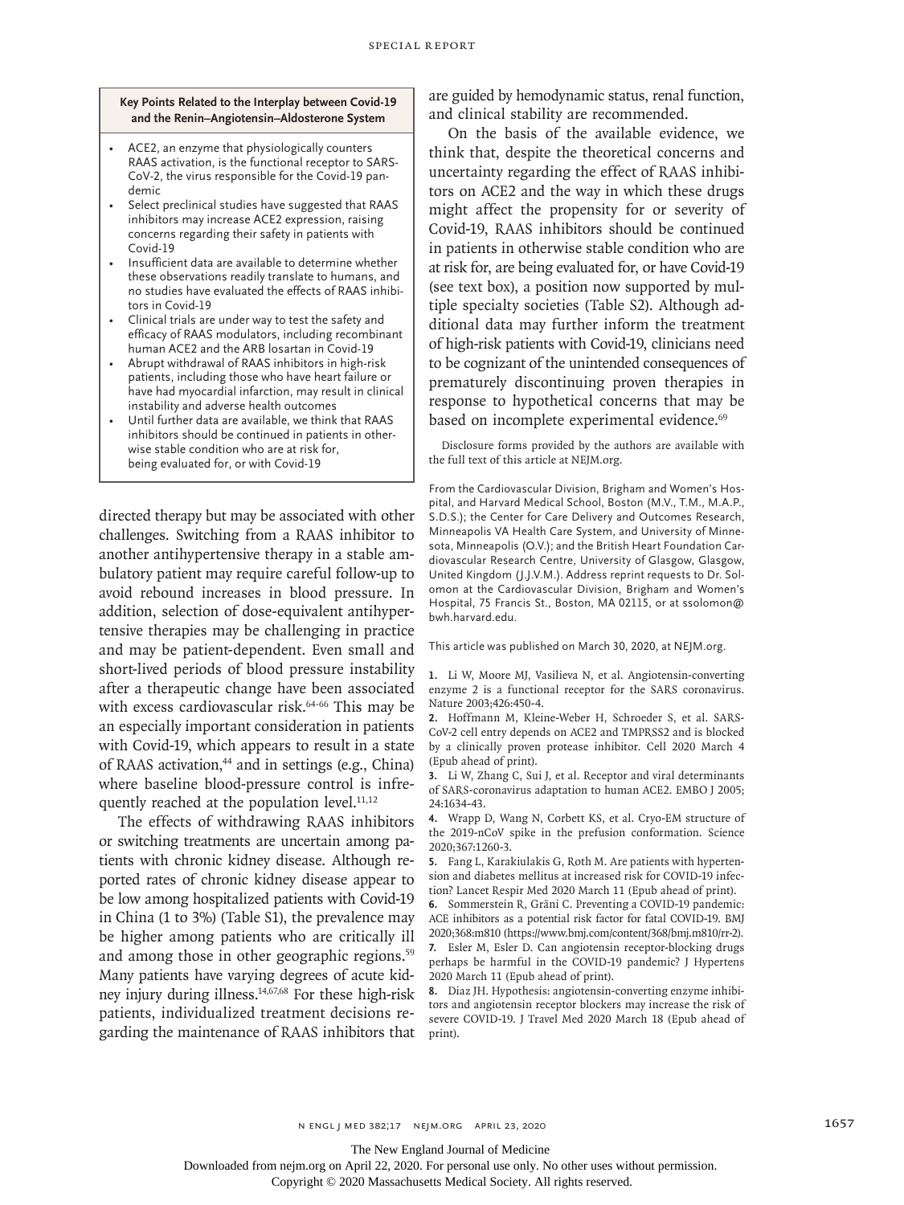**Key Points Related to the Interplay between Covid-19 and the Renin–Angiotensin–Aldosterone System**

- ACE2, an enzyme that physiologically counters RAAS activation, is the functional receptor to SARS-CoV-2, the virus responsible for the Covid-19 pandemic
- Select preclinical studies have suggested that RAAS inhibitors may increase ACE2 expression, raising concerns regarding their safety in patients with Covid-19
- Insufficient data are available to determine whether these observations readily translate to humans, and no studies have evaluated the effects of RAAS inhibitors in Covid-19
- Clinical trials are under way to test the safety and efficacy of RAAS modulators, including recombinant human ACE2 and the ARB losartan in Covid-19
- Abrupt withdrawal of RAAS inhibitors in high-risk patients, including those who have heart failure or have had myocardial infarction, may result in clinical instability and adverse health outcomes
- Until further data are available, we think that RAAS inhibitors should be continued in patients in otherwise stable condition who are at risk for, being evaluated for, or with Covid-19

directed therapy but may be associated with other challenges. Switching from a RAAS inhibitor to another antihypertensive therapy in a stable ambulatory patient may require careful follow-up to avoid rebound increases in blood pressure. In addition, selection of dose-equivalent antihypertensive therapies may be challenging in practice and may be patient-dependent. Even small and short-lived periods of blood pressure instability after a therapeutic change have been associated with excess cardiovascular risk.[64-66] This may be an especially important consideration in patients with Covid-19, which appears to result in a state of RAAS activation,[44] and in settings (e.g., China) where baseline blood-pressure control is infrequently reached at the population level.[11,12]

The effects of withdrawing RAAS inhibitors or switching treatments are uncertain among patients with chronic kidney disease. Although reported rates of chronic kidney disease appear to be low among hospitalized patients with Covid-19 in China (1 to 3%) (Table S1), the prevalence may be higher among patients who are critically ill and among those in other geographic regions.[59] Many patients have varying degrees of acute kidney injury during illness.[14,67,68] For these high-risk patients, individualized treatment decisions regarding the maintenance of RAAS inhibitors that are guided by hemodynamic status, renal function, and clinical stability are recommended.

On the basis of the available evidence, we think that, despite the theoretical concerns and uncertainty regarding the effect of RAAS inhibitors on ACE2 and the way in which these drugs might affect the propensity for or severity of Covid-19, RAAS inhibitors should be continued in patients in otherwise stable condition who are at risk for, are being evaluated for, or have Covid-19 (see text box), a position now supported by multiple specialty societies (Table S2). Although additional data may further inform the treatment of high-risk patients with Covid-19, clinicians need to be cognizant of the unintended consequences of prematurely discontinuing proven therapies in response to hypothetical concerns that may be based on incomplete experimental evidence.[69]

Disclosure forms provided by the authors are available with the full text of this article at NEJM.org.

From the Cardiovascular Division, Brigham and Women's Hospital, and Harvard Medical School, Boston (M.V., T.M., M.A.P., S.D.S.); the Center for Care Delivery and Outcomes Research, Minneapolis VA Health Care System, and University of Minnesota, Minneapolis (O.V.); and the British Heart Foundation Cardiovascular Research Centre, University of Glasgow, Glasgow, United Kingdom (J.J.V.M.). Address reprint requests to Dr. Solomon at the Cardiovascular Division, Brigham and Women's Hospital, 75 Francis St., Boston, MA 02115, or at ssolomon@bwh.harvard.edu.

This article was published on March 30, 2020, at NEJM.org.

1. Li W, Moore MJ, Vasilieva N, et al. Angiotensin-converting enzyme 2 is a functional receptor for the SARS coronavirus. Nature 2003;426:450-4.
2. Hoffmann M, Kleine-Weber H, Schroeder S, et al. SARS-CoV-2 cell entry depends on ACE2 and TMPRSS2 and is blocked by a clinically proven protease inhibitor. Cell 2020 March 4 (Epub ahead of print).
3. Li W, Zhang C, Sui J, et al. Receptor and viral determinants of SARS-coronavirus adaptation to human ACE2. EMBO J 2005;24:1634-43.
4. Wrapp D, Wang N, Corbett KS, et al. Cryo-EM structure of the 2019-nCoV spike in the prefusion conformation. Science 2020;367:1260-3.
5. Fang L, Karakiulakis G, Roth M. Are patients with hypertension and diabetes mellitus at increased risk for COVID-19 infection? Lancet Respir Med 2020 March 11 (Epub ahead of print).
6. Sommerstein R, Gräni C. Preventing a COVID-19 pandemic: ACE inhibitors as a potential risk factor for fatal COVID-19. BMJ 2020;368:m810 (https://www.bmj.com/content/368/bmj.m810/rr-2).
7. Esler M, Esler D. Can angiotensin receptor-blocking drugs perhaps be harmful in the COVID-19 pandemic? J Hypertens 2020 March 11 (Epub ahead of print).
8. Diaz JH. Hypothesis: angiotensin-converting enzyme inhibitors and angiotensin receptor blockers may increase the risk of severe COVID-19. J Travel Med 2020 March 18 (Epub ahead of print).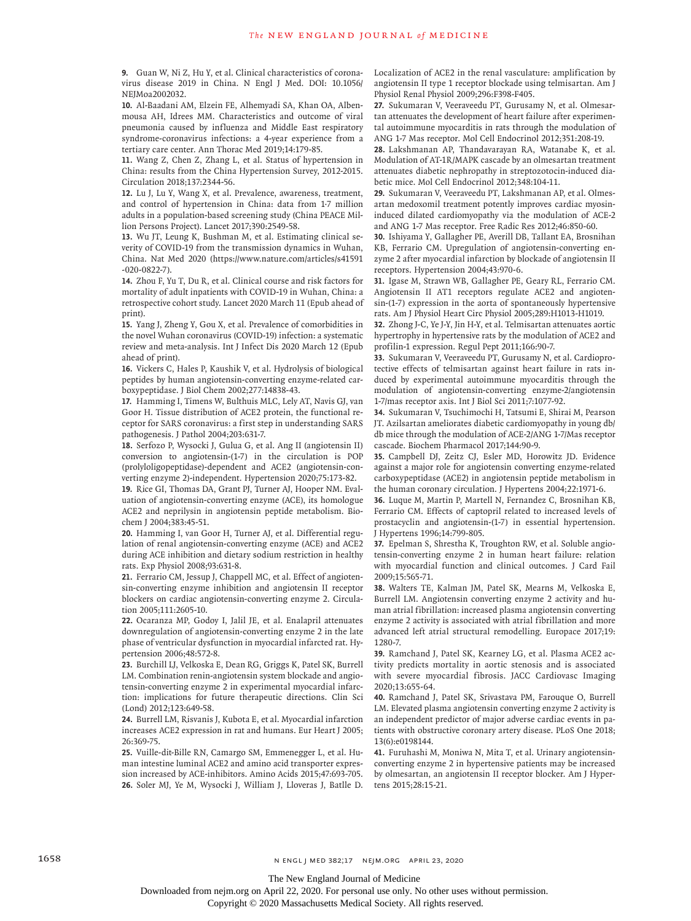9. Guan W, Ni Z, Hu Y, et al. Clinical characteristics of coronavirus disease 2019 in China. N Engl J Med. DOI: 10.1056/NEJMoa2002032.

10. Al-Baadani AM, Elzein FE, Alhemyadi SA, Khan OA, Albenmousa AH, Idrees MM. Characteristics and outcome of viral pneumonia caused by influenza and Middle East respiratory syndrome-coronavirus infections: a 4-year experience from a tertiary care center. Ann Thorac Med 2019;14:179-85.

11. Wang Z, Chen Z, Zhang L, et al. Status of hypertension in China: results from the China Hypertension Survey, 2012-2015. Circulation 2018;137:2344-56.

12. Lu J, Lu Y, Wang X, et al. Prevalence, awareness, treatment, and control of hypertension in China: data from 1·7 million adults in a population-based screening study (China PEACE Million Persons Project). Lancet 2017;390:2549-58.

13. Wu JT, Leung K, Bushman M, et al. Estimating clinical severity of COVID-19 from the transmission dynamics in Wuhan, China. Nat Med 2020 (https://www.nature.com/articles/s41591-020-0822-7).

14. Zhou F, Yu T, Du R, et al. Clinical course and risk factors for mortality of adult inpatients with COVID-19 in Wuhan, China: a retrospective cohort study. Lancet 2020 March 11 (Epub ahead of print).

15. Yang J, Zheng Y, Gou X, et al. Prevalence of comorbidities in the novel Wuhan coronavirus (COVID-19) infection: a systematic review and meta-analysis. Int J Infect Dis 2020 March 12 (Epub ahead of print).

16. Vickers C, Hales P, Kaushik V, et al. Hydrolysis of biological peptides by human angiotensin-converting enzyme-related carboxypeptidase. J Biol Chem 2002;277:14838-43.

17. Hamming I, Timens W, Bulthuis MLC, Lely AT, Navis GJ, van Goor H. Tissue distribution of ACE2 protein, the functional receptor for SARS coronavirus: a first step in understanding SARS pathogenesis. J Pathol 2004;203:631-7.

18. Serfozo P, Wysocki J, Gulua G, et al. Ang II (angiotensin II) conversion to angiotensin-(1-7) in the circulation is POP (prolyloligopeptidase)-dependent and ACE2 (angiotensin-converting enzyme 2)-independent. Hypertension 2020;75:173-82.

19. Rice GI, Thomas DA, Grant PJ, Turner AJ, Hooper NM. Evaluation of angiotensin-converting enzyme (ACE), its homologue ACE2 and neprilysin in angiotensin peptide metabolism. Biochem J 2004;383:45-51.

20. Hamming I, van Goor H, Turner AJ, et al. Differential regulation of renal angiotensin-converting enzyme (ACE) and ACE2 during ACE inhibition and dietary sodium restriction in healthy rats. Exp Physiol 2008;93:631-8.

21. Ferrario CM, Jessup J, Chappell MC, et al. Effect of angiotensin-converting enzyme inhibition and angiotensin II receptor blockers on cardiac angiotensin-converting enzyme 2. Circulation 2005;111:2605-10.

22. Ocaranza MP, Godoy I, Jalil JE, et al. Enalapril attenuates downregulation of angiotensin-converting enzyme 2 in the late phase of ventricular dysfunction in myocardial infarcted rat. Hypertension 2006;48:572-8.

23. Burchill LJ, Velkoska E, Dean RG, Griggs K, Patel SK, Burrell LM. Combination renin-angiotensin system blockade and angiotensin-converting enzyme 2 in experimental myocardial infarction: implications for future therapeutic directions. Clin Sci (Lond) 2012;123:649-58.

24. Burrell LM, Risvanis J, Kubota E, et al. Myocardial infarction increases ACE2 expression in rat and humans. Eur Heart J 2005;26:369-75.

25. Vuille-dit-Bille RN, Camargo SM, Emmenegger L, et al. Human intestine luminal ACE2 and amino acid transporter expression increased by ACE-inhibitors. Amino Acids 2015;47:693-705.

26. Soler MJ, Ye M, Wysocki J, William J, Lloveras J, Batlle D. Localization of ACE2 in the renal vasculature: amplification by angiotensin II type 1 receptor blockade using telmisartan. Am J Physiol Renal Physiol 2009;296:F398-F405.

27. Sukumaran V, Veeraveedu PT, Gurusamy N, et al. Olmesartan attenuates the development of heart failure after experimental autoimmune myocarditis in rats through the modulation of ANG 1-7 Mas receptor. Mol Cell Endocrinol 2012;351:208-19.

28. Lakshmanan AP, Thandavarayan RA, Watanabe K, et al. Modulation of AT-1R/MAPK cascade by an olmesartan treatment attenuates diabetic nephropathy in streptozotocin-induced diabetic mice. Mol Cell Endocrinol 2012;348:104-11.

29. Sukumaran V, Veeraveedu PT, Lakshmanan AP, et al. Olmesartan medoxomil treatment potently improves cardiac myosin-induced dilated cardiomyopathy via the modulation of ACE-2 and ANG 1-7 Mas receptor. Free Radic Res 2012;46:850-60.

30. Ishiyama Y, Gallagher PE, Averill DB, Tallant EA, Brosnihan KB, Ferrario CM. Upregulation of angiotensin-converting enzyme 2 after myocardial infarction by blockade of angiotensin II receptors. Hypertension 2004;43:970-6.

31. Igase M, Strawn WB, Gallagher PE, Geary RL, Ferrario CM. Angiotensin II AT1 receptors regulate ACE2 and angiotensin-(1-7) expression in the aorta of spontaneously hypertensive rats. Am J Physiol Heart Circ Physiol 2005;289:H1013-H1019.

32. Zhong J-C, Ye J-Y, Jin H-Y, et al. Telmisartan attenuates aortic hypertrophy in hypertensive rats by the modulation of ACE2 and profilin-1 expression. Regul Pept 2011;166:90-7.

33. Sukumaran V, Veeraveedu PT, Gurusamy N, et al. Cardioprotective effects of telmisartan against heart failure in rats induced by experimental autoimmune myocarditis through the modulation of angiotensin-converting enzyme-2/angiotensin 1-7/mas receptor axis. Int J Biol Sci 2011;7:1077-92.

34. Sukumaran V, Tsuchimochi H, Tatsumi E, Shirai M, Pearson JT. Azilsartan ameliorates diabetic cardiomyopathy in young db/db mice through the modulation of ACE-2/ANG 1-7/Mas receptor cascade. Biochem Pharmacol 2017;144:90-9.

35. Campbell DJ, Zeitz CJ, Esler MD, Horowitz JD. Evidence against a major role for angiotensin converting enzyme-related carboxypeptidase (ACE2) in angiotensin peptide metabolism in the human coronary circulation. J Hypertens 2004;22:1971-6.

36. Luque M, Martin P, Martell N, Fernandez C, Brosnihan KB, Ferrario CM. Effects of captopril related to increased levels of prostacyclin and angiotensin-(1-7) in essential hypertension. J Hypertens 1996;14:799-805.

37. Epelman S, Shrestha K, Troughton RW, et al. Soluble angiotensin-converting enzyme 2 in human heart failure: relation with myocardial function and clinical outcomes. J Card Fail 2009;15:565-71.

38. Walters TE, Kalman JM, Patel SK, Mearns M, Velkoska E, Burrell LM. Angiotensin converting enzyme 2 activity and human atrial fibrillation: increased plasma angiotensin converting enzyme 2 activity is associated with atrial fibrillation and more advanced left atrial structural remodelling. Europace 2017;19:1280-7.

39. Ramchand J, Patel SK, Kearney LG, et al. Plasma ACE2 activity predicts mortality in aortic stenosis and is associated with severe myocardial fibrosis. JACC Cardiovasc Imaging 2020;13:655-64.

40. Ramchand J, Patel SK, Srivastava PM, Farouque O, Burrell LM. Elevated plasma angiotensin converting enzyme 2 activity is an independent predictor of major adverse cardiac events in patients with obstructive coronary artery disease. PLoS One 2018;13(6):e0198144.

41. Furuhashi M, Moniwa N, Mita T, et al. Urinary angiotensin-converting enzyme 2 in hypertensive patients may be increased by olmesartan, an angiotensin II receptor blocker. Am J Hypertens 2015;28:15-21.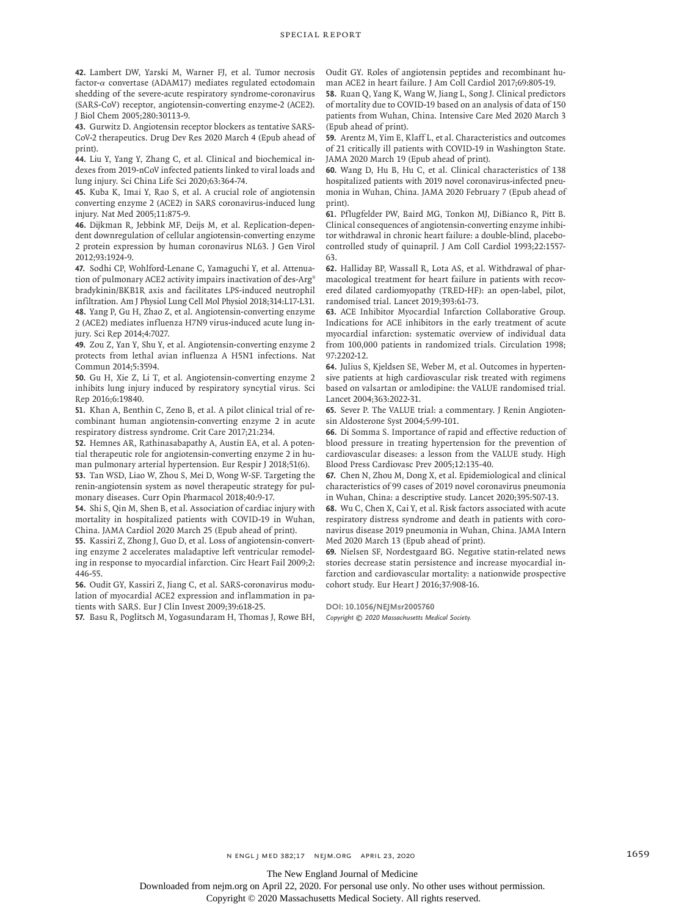**42.** Lambert DW, Yarski M, Warner FJ, et al. Tumor necrosis factor-$\alpha$ convertase (ADAM17) mediates regulated ectodomain shedding of the severe-acute respiratory syndrome-coronavirus (SARS-CoV) receptor, angiotensin-converting enzyme-2 (ACE2). J Biol Chem 2005;280:30113-9.

**43.** Gurwitz D. Angiotensin receptor blockers as tentative SARS-CoV-2 therapeutics. Drug Dev Res 2020 March 4 (Epub ahead of print).

**44.** Liu Y, Yang Y, Zhang C, et al. Clinical and biochemical indexes from 2019-nCoV infected patients linked to viral loads and lung injury. Sci China Life Sci 2020;63:364-74.

**45.** Kuba K, Imai Y, Rao S, et al. A crucial role of angiotensin converting enzyme 2 (ACE2) in SARS coronavirus-induced lung injury. Nat Med 2005;11:875-9.

**46.** Dijkman R, Jebbink MF, Deijs M, et al. Replication-dependent downregulation of cellular angiotensin-converting enzyme 2 protein expression by human coronavirus NL63. J Gen Virol 2012;93:1924-9.

**47.** Sodhi CP, Wohlford-Lenane C, Yamaguchi Y, et al. Attenuation of pulmonary ACE2 activity impairs inactivation of des-Arg[9] bradykinin/BKB1R axis and facilitates LPS-induced neutrophil infiltration. Am J Physiol Lung Cell Mol Physiol 2018;314:L17-L31.

**48.** Yang P, Gu H, Zhao Z, et al. Angiotensin-converting enzyme 2 (ACE2) mediates influenza H7N9 virus-induced acute lung injury. Sci Rep 2014;4:7027.

**49.** Zou Z, Yan Y, Shu Y, et al. Angiotensin-converting enzyme 2 protects from lethal avian influenza A H5N1 infections. Nat Commun 2014;5:3594.

**50.** Gu H, Xie Z, Li T, et al. Angiotensin-converting enzyme 2 inhibits lung injury induced by respiratory syncytial virus. Sci Rep 2016;6:19840.

**51.** Khan A, Benthin C, Zeno B, et al. A pilot clinical trial of recombinant human angiotensin-converting enzyme 2 in acute respiratory distress syndrome. Crit Care 2017;21:234.

**52.** Hemnes AR, Rathinasabapathy A, Austin EA, et al. A potential therapeutic role for angiotensin-converting enzyme 2 in human pulmonary arterial hypertension. Eur Respir J 2018;51(6).

**53.** Tan WSD, Liao W, Zhou S, Mei D, Wong W-SF. Targeting the renin-angiotensin system as novel therapeutic strategy for pulmonary diseases. Curr Opin Pharmacol 2018;40:9-17.

**54.** Shi S, Qin M, Shen B, et al. Association of cardiac injury with mortality in hospitalized patients with COVID-19 in Wuhan, China. JAMA Cardiol 2020 March 25 (Epub ahead of print).

**55.** Kassiri Z, Zhong J, Guo D, et al. Loss of angiotensin-converting enzyme 2 accelerates maladaptive left ventricular remodeling in response to myocardial infarction. Circ Heart Fail 2009;2:446-55.

**56.** Oudit GY, Kassiri Z, Jiang C, et al. SARS-coronavirus modulation of myocardial ACE2 expression and inflammation in patients with SARS. Eur J Clin Invest 2009;39:618-25.

**57.** Basu R, Poglitsch M, Yogasundaram H, Thomas J, Rowe BH, Oudit GY. Roles of angiotensin peptides and recombinant human ACE2 in heart failure. J Am Coll Cardiol 2017;69:805-19.

**58.** Ruan Q, Yang K, Wang W, Jiang L, Song J. Clinical predictors of mortality due to COVID-19 based on an analysis of data of 150 patients from Wuhan, China. Intensive Care Med 2020 March 3 (Epub ahead of print).

**59.** Arentz M, Yim E, Klaff L, et al. Characteristics and outcomes of 21 critically ill patients with COVID-19 in Washington State. JAMA 2020 March 19 (Epub ahead of print).

**60.** Wang D, Hu B, Hu C, et al. Clinical characteristics of 138 hospitalized patients with 2019 novel coronavirus-infected pneumonia in Wuhan, China. JAMA 2020 February 7 (Epub ahead of print).

**61.** Pflugfelder PW, Baird MG, Tonkon MJ, DiBianco R, Pitt B. Clinical consequences of angiotensin-converting enzyme inhibitor withdrawal in chronic heart failure: a double-blind, placebo-controlled study of quinapril. J Am Coll Cardiol 1993;22:1557-63.

**62.** Halliday BP, Wassall R, Lota AS, et al. Withdrawal of pharmacological treatment for heart failure in patients with recovered dilated cardiomyopathy (TRED-HF): an open-label, pilot, randomised trial. Lancet 2019;393:61-73.

**63.** ACE Inhibitor Myocardial Infarction Collaborative Group. Indications for ACE inhibitors in the early treatment of acute myocardial infarction: systematic overview of individual data from 100,000 patients in randomized trials. Circulation 1998;97:2202-12.

**64.** Julius S, Kjeldsen SE, Weber M, et al. Outcomes in hypertensive patients at high cardiovascular risk treated with regimens based on valsartan or amlodipine: the VALUE randomised trial. Lancet 2004;363:2022-31.

**65.** Sever P. The VALUE trial: a commentary. J Renin Angiotensin Aldosterone Syst 2004;5:99-101.

**66.** Di Somma S. Importance of rapid and effective reduction of blood pressure in treating hypertension for the prevention of cardiovascular diseases: a lesson from the VALUE study. High Blood Press Cardiovasc Prev 2005;12:135-40.

**67.** Chen N, Zhou M, Dong X, et al. Epidemiological and clinical characteristics of 99 cases of 2019 novel coronavirus pneumonia in Wuhan, China: a descriptive study. Lancet 2020;395:507-13.

**68.** Wu C, Chen X, Cai Y, et al. Risk factors associated with acute respiratory distress syndrome and death in patients with coronavirus disease 2019 pneumonia in Wuhan, China. JAMA Intern Med 2020 March 13 (Epub ahead of print).

**69.** Nielsen SF, Nordestgaard BG. Negative statin-related news stories decrease statin persistence and increase myocardial infarction and cardiovascular mortality: a nationwide prospective cohort study. Eur Heart J 2016;37:908-16.

**DOI: 10.1056/NEJMsr2005760**
*Copyright © 2020 Massachusetts Medical Society.*